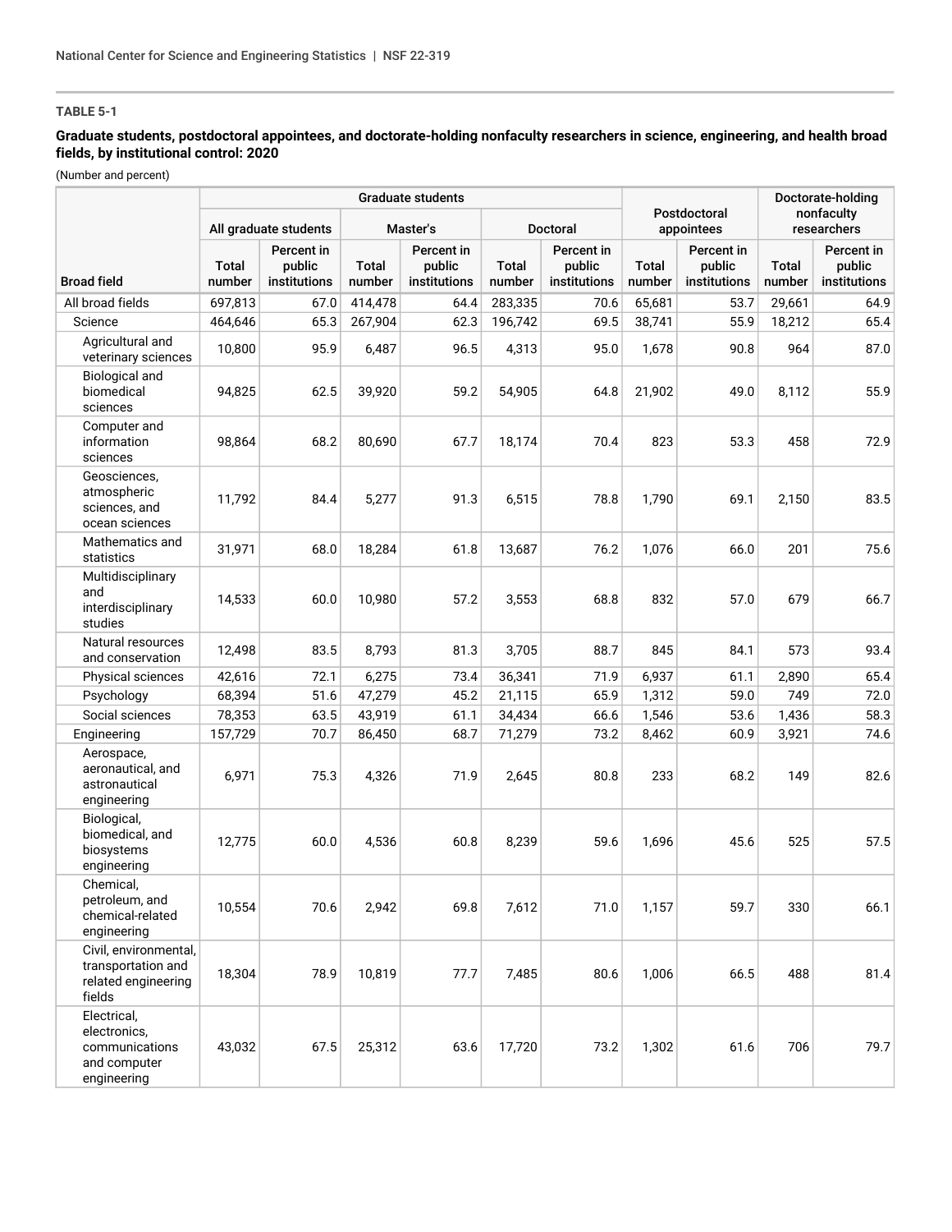**TABLE 5-1**

**Graduate students, postdoctoral appointees, and doctorate-holding nonfaculty researchers in science, engineering, and health broad fields, by institutional control: 2020**

(Number and percent)

| Broad field | Graduate students | | | | | | Postdoctoral appointees | | Doctorate-holding nonfaculty researchers | |
|---|---|---|---|---|---|---|---|---|---|---|
| | All graduate students | | Master's | | Doctoral | | | | | |
| | Total number | Percent in public institutions | Total number | Percent in public institutions | Total number | Percent in public institutions | Total number | Percent in public institutions | Total number | Percent in public institutions |
| All broad fields | 697,813 | 67.0 | 414,478 | 64.4 | 283,335 | 70.6 | 65,681 | 53.7 | 29,661 | 64.9 |
| Science | 464,646 | 65.3 | 267,904 | 62.3 | 196,742 | 69.5 | 38,741 | 55.9 | 18,212 | 65.4 |
| Agricultural and veterinary sciences | 10,800 | 95.9 | 6,487 | 96.5 | 4,313 | 95.0 | 1,678 | 90.8 | 964 | 87.0 |
| Biological and biomedical sciences | 94,825 | 62.5 | 39,920 | 59.2 | 54,905 | 64.8 | 21,902 | 49.0 | 8,112 | 55.9 |
| Computer and information sciences | 98,864 | 68.2 | 80,690 | 67.7 | 18,174 | 70.4 | 823 | 53.3 | 458 | 72.9 |
| Geosciences, atmospheric sciences, and ocean sciences | 11,792 | 84.4 | 5,277 | 91.3 | 6,515 | 78.8 | 1,790 | 69.1 | 2,150 | 83.5 |
| Mathematics and statistics | 31,971 | 68.0 | 18,284 | 61.8 | 13,687 | 76.2 | 1,076 | 66.0 | 201 | 75.6 |
| Multidisciplinary and interdisciplinary studies | 14,533 | 60.0 | 10,980 | 57.2 | 3,553 | 68.8 | 832 | 57.0 | 679 | 66.7 |
| Natural resources and conservation | 12,498 | 83.5 | 8,793 | 81.3 | 3,705 | 88.7 | 845 | 84.1 | 573 | 93.4 |
| Physical sciences | 42,616 | 72.1 | 6,275 | 73.4 | 36,341 | 71.9 | 6,937 | 61.1 | 2,890 | 65.4 |
| Psychology | 68,394 | 51.6 | 47,279 | 45.2 | 21,115 | 65.9 | 1,312 | 59.0 | 749 | 72.0 |
| Social sciences | 78,353 | 63.5 | 43,919 | 61.1 | 34,434 | 66.6 | 1,546 | 53.6 | 1,436 | 58.3 |
| Engineering | 157,729 | 70.7 | 86,450 | 68.7 | 71,279 | 73.2 | 8,462 | 60.9 | 3,921 | 74.6 |
| Aerospace, aeronautical, and astronautical engineering | 6,971 | 75.3 | 4,326 | 71.9 | 2,645 | 80.8 | 233 | 68.2 | 149 | 82.6 |
| Biological, biomedical, and biosystems engineering | 12,775 | 60.0 | 4,536 | 60.8 | 8,239 | 59.6 | 1,696 | 45.6 | 525 | 57.5 |
| Chemical, petroleum, and chemical-related engineering | 10,554 | 70.6 | 2,942 | 69.8 | 7,612 | 71.0 | 1,157 | 59.7 | 330 | 66.1 |
| Civil, environmental, transportation and related engineering fields | 18,304 | 78.9 | 10,819 | 77.7 | 7,485 | 80.6 | 1,006 | 66.5 | 488 | 81.4 |
| Electrical, electronics, communications and computer engineering | 43,032 | 67.5 | 25,312 | 63.6 | 17,720 | 73.2 | 1,302 | 61.6 | 706 | 79.7 |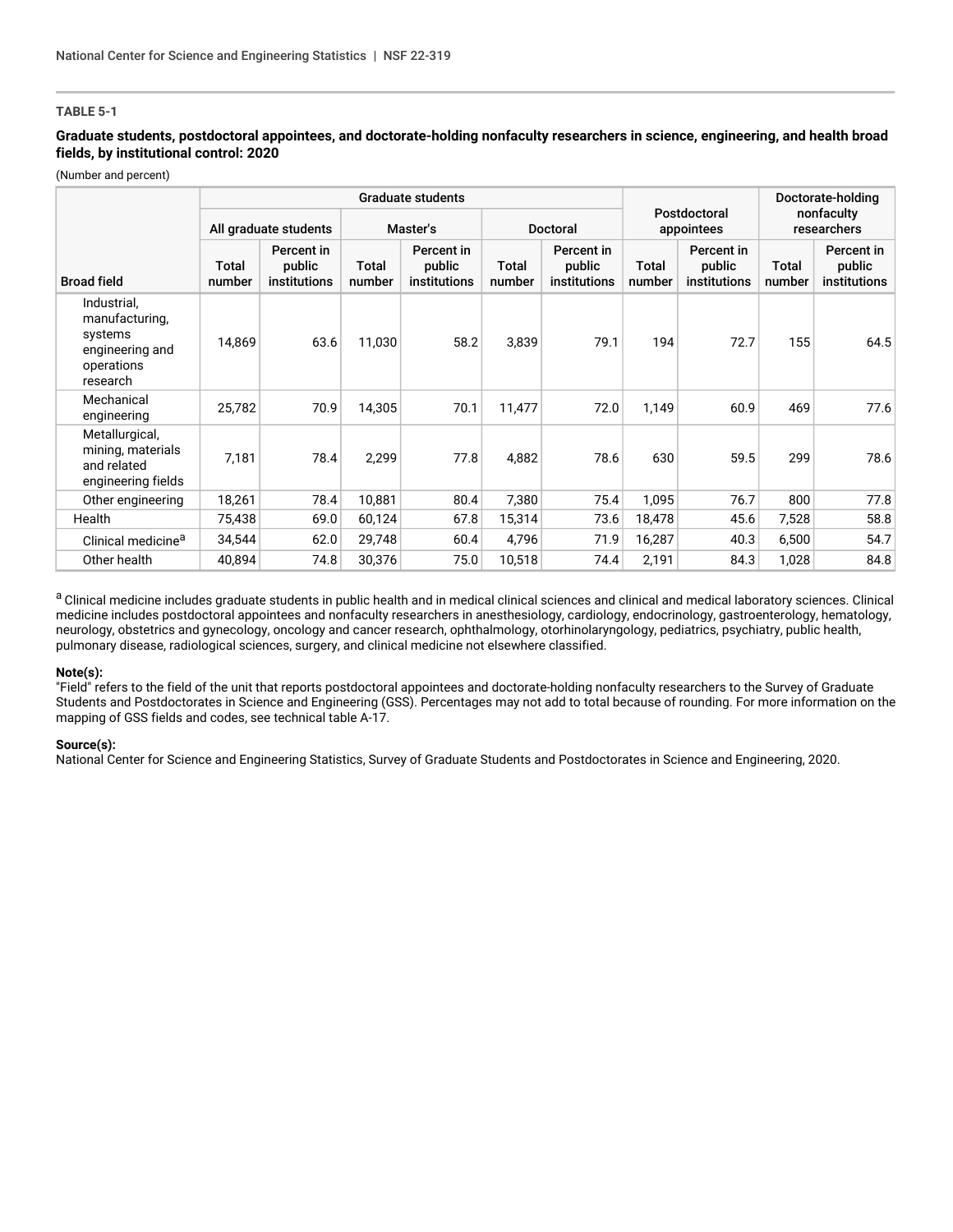**TABLE 5-1**

**Graduate students, postdoctoral appointees, and doctorate-holding nonfaculty researchers in science, engineering, and health broad fields, by institutional control: 2020**

(Number and percent)

| | Graduate students | | | | | | Postdoctoral appointees | | Doctorate-holding nonfaculty researchers | |
|---|---|---|---|---|---|---|---|---|---|---|
| | All graduate students | | Master's | | Doctoral | | | | | |
| Broad field | Total number | Percent in public institutions | Total number | Percent in public institutions | Total number | Percent in public institutions | Total number | Percent in public institutions | Total number | Percent in public institutions |
| Industrial, manufacturing, systems engineering and operations research | 14,869 | 63.6 | 11,030 | 58.2 | 3,839 | 79.1 | 194 | 72.7 | 155 | 64.5 |
| Mechanical engineering | 25,782 | 70.9 | 14,305 | 70.1 | 11,477 | 72.0 | 1,149 | 60.9 | 469 | 77.6 |
| Metallurgical, mining, materials and related engineering fields | 7,181 | 78.4 | 2,299 | 77.8 | 4,882 | 78.6 | 630 | 59.5 | 299 | 78.6 |
| Other engineering | 18,261 | 78.4 | 10,881 | 80.4 | 7,380 | 75.4 | 1,095 | 76.7 | 800 | 77.8 |
| Health | 75,438 | 69.0 | 60,124 | 67.8 | 15,314 | 73.6 | 18,478 | 45.6 | 7,528 | 58.8 |
| Clinical medicine[a] | 34,544 | 62.0 | 29,748 | 60.4 | 4,796 | 71.9 | 16,287 | 40.3 | 6,500 | 54.7 |
| Other health | 40,894 | 74.8 | 30,376 | 75.0 | 10,518 | 74.4 | 2,191 | 84.3 | 1,028 | 84.8 |

[a] Clinical medicine includes graduate students in public health and in medical clinical sciences and clinical and medical laboratory sciences. Clinical medicine includes postdoctoral appointees and nonfaculty researchers in anesthesiology, cardiology, endocrinology, gastroenterology, hematology, neurology, obstetrics and gynecology, oncology and cancer research, ophthalmology, otorhinolaryngology, pediatrics, psychiatry, public health, pulmonary disease, radiological sciences, surgery, and clinical medicine not elsewhere classified.

**Note(s):**
"Field" refers to the field of the unit that reports postdoctoral appointees and doctorate-holding nonfaculty researchers to the Survey of Graduate Students and Postdoctorates in Science and Engineering (GSS). Percentages may not add to total because of rounding. For more information on the mapping of GSS fields and codes, see technical table A-17.

**Source(s):**
National Center for Science and Engineering Statistics, Survey of Graduate Students and Postdoctorates in Science and Engineering, 2020.